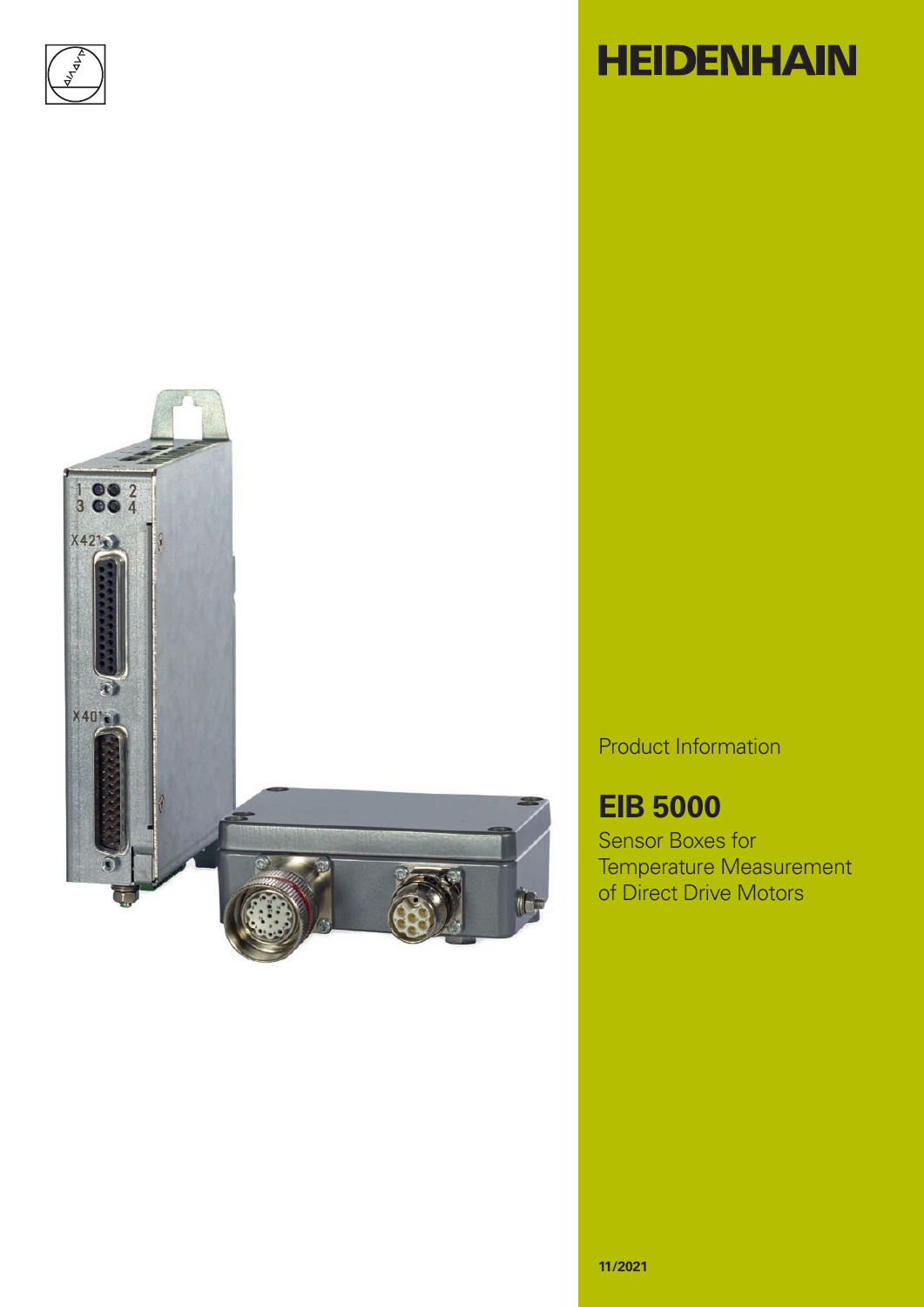# HEIDENHAIN

Product Information

## EIB 5000

Sensor Boxes for Temperature Measurement of Direct Drive Motors

11/2021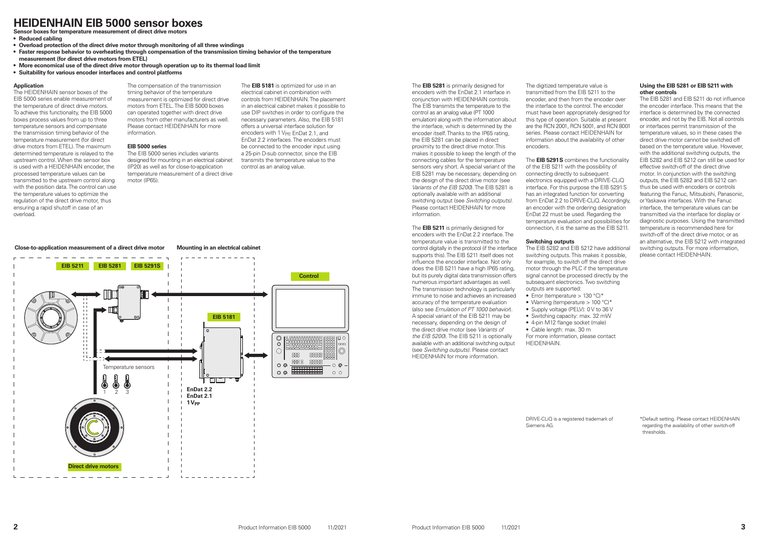# HEIDENHAIN EIB 5000 sensor boxes

**Sensor boxes for temperature measurement of direct drive motors**

- **Reduced cabling**
- **Overload protection of the direct drive motor through monitoring of all three windings**
- **Faster response behavior to overheating through compensation of the transmission timing behavior of the temperature measurement (for direct drive motors from ETEL)**
- **More economical use of the direct drive motor through operation up to its thermal load limit**
- **Suitability for various encoder interfaces and control platforms**

### Application

The HEIDENHAIN sensor boxes of the EIB 5000 series enable measurement of the temperature of direct drive motors. To achieve this functionality, the EIB 5000 boxes process values from up to three temperature sensors and compensate the transmission timing behavior of the temperature measurement (for direct drive motors from ETEL). The maximum determined temperature is relayed to the upstream control. When the sensor box is used with a HEIDENHAIN encoder, the processed temperature values can be transmitted to the upstream control along with the position data. The control can use the temperature values to optimize the regulation of the direct drive motor, thus ensuring a rapid shutoff in case of an overload.

The compensation of the transmission timing behavior of the temperature measurement is optimized for direct drive motors from ETEL. The EIB 5000 boxes can operated together with direct drive motors from other manufacturers as well. Please contact HEIDENHAIN for more information.

### EIB 5000 series

The EIB 5000 series includes variants designed for mounting in an electrical cabinet (IP20) as well as for close-to-application temperature measurement of a direct drive motor (IP65).

The **EIB 5181** is optimized for use in an electrical cabinet in combination with controls from HEIDENHAIN. The placement in an electrical cabinet makes it possible to use DIP switches in order to configure the necessary parameters. Also, the EIB 5181 offers a universal interface solution for encoders with 1 $V_{PP}$, EnDat 2.1, and EnDat 2.2 interfaces. The encoders must be connected to the encoder input using a 25-pin D-sub connector, since the EIB transmits the temperature value to the control as an analog value.

**Close-to-application measurement of a direct drive motor** | **Mounting in an electrical cabinet**

EIB 5211 | EIB 5281 | EIB 5291S | Control | EIB 5181 | Temperature sensors 1 2 3 | EnDat 2.2 EnDat 2.1 1 $V_{PP}$ | Direct drive motors

The **EIB 5281** is primarily designed for encoders with the EnDat 2.1 interface in conjunction with HEIDENHAIN controls. The EIB transmits the temperature to the control as an analog value (PT 1000 emulation) along with the information about the interface, which is determined by the encoder itself. Thanks to the IP65 rating, the EIB 5281 can be placed in direct proximity to the direct drive motor. This makes it possible to keep the length of the connecting cables for the temperature sensors very short. A special variant of the EIB 5281 may be necessary, depending on the design of the direct drive motor (see *Variants of the EIB 5200*). The EIB 5281 is optionally available with an additional switching output (see *Switching outputs*). Please contact HEIDENHAIN for more information.

The **EIB 5211** is primarily designed for encoders with the EnDat 2.2 interface. The temperature value is transmitted to the control digitally in the protocol (if the interface supports this). The EIB 5211 itself does not influence the encoder interface. Not only does the EIB 5211 have a high IP65 rating, but its purely digital data transmission offers numerous important advantages as well. The transmission technology is particularly immune to noise and achieves an increased accuracy of the temperature evaluation (also see *Emulation of PT 1000 behavior*). A special variant of the EIB 5211 may be necessary, depending on the design of the direct drive motor (see *Variants of the EIB 5200*). The EIB 5211 is optionally available with an additional switching output (see *Switching outputs*). Please contact HEIDENHAIN for more information.

The digitized temperature value is transmitted from the EIB 5211 to the encoder, and then from the encoder over the interface to the control. The encoder must have been appropriately designed for this type of operation. Suitable at present are the RCN 2001, RCN 5001, and RCN 8001 series. Please contact HEIDENHAIN for information about the availability of other encoders.

The **EIB 5291 S** combines the functionality of the EIB 5211 with the possibility of connecting directly to subsequent electronics equipped with a DRIVE-CLiQ interface. For this purpose the EIB 5291 S has an integrated function for converting from EnDat 2.2 to DRIVE-CLiQ. Accordingly, an encoder with the ordering designation EnDat 22 must be used. Regarding the temperature evaluation and possibilities for connection, it is the same as the EIB 5211.

### Switching outputs

The EIB 5282 and EIB 5212 have additional switching outputs. This makes it possible, for example, to switch off the direct drive motor through the PLC if the temperature signal cannot be processed directly by the subsequent electronics. Two switching outputs are supported:

- Error (temperature > 130 °C)*
- Warning (temperature > 100 °C)*
- Supply voltage (PELV): 0 V to 36 V
- Switching capacity: max. 32 mW
- 4-pin M12 flange socket (male)
- Cable length: max. 30 m

For more information, please contact HEIDENHAIN.

### Using the EIB 5281 or EIB 5211 with other controls

The EIB 5281 and EIB 5211 do not influence the encoder interface. This means that the interface is determined by the connected encoder, and not by the EIB. Not all controls or interfaces permit transmission of the temperature values, so in these cases the direct drive motor cannot be switched off based on the temperature value. However, with the additional switching outputs, the EIB 5282 and EIB 5212 can still be used for effective switch-off of the direct drive motor. In conjunction with the switching outputs, the EIB 5282 and EIB 5212 can thus be used with encoders or controls featuring the Fanuc, Mitsubishi, Panasonic, or Yaskawa interfaces. With the Fanuc interface, the temperature values can be transmitted via the interface for display or diagnostic purposes. Using the transmitted temperature is recommended here for switch-off of the direct drive motor, or as an alternative, the EIB 5212 with integrated switching outputs. For more information, please contact HEIDENHAIN.

DRIVE-CLiQ is a registered trademark of Siemens AG.

*Default setting. Please contact HEIDENHAIN regarding the availability of other switch-off thresholds.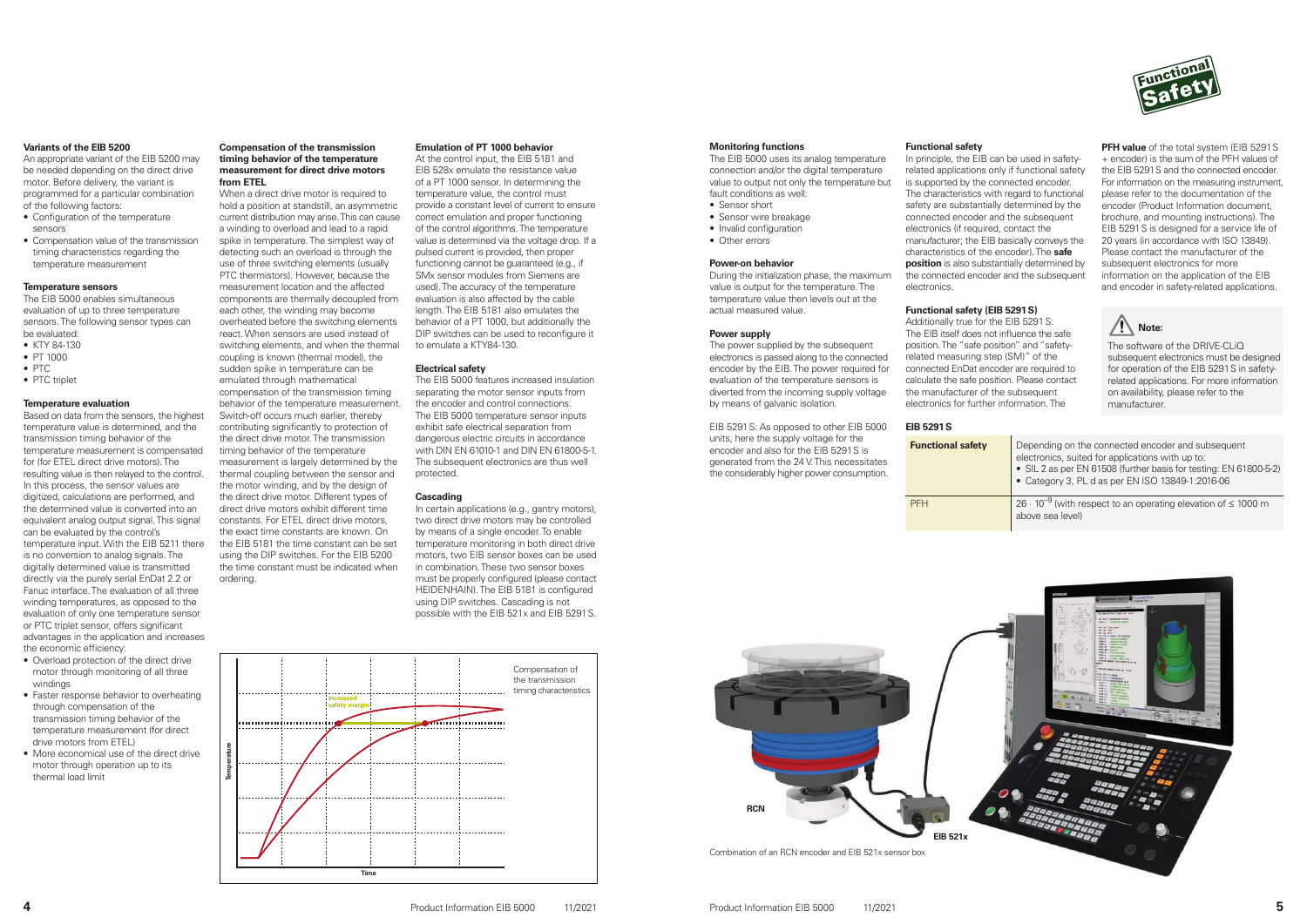### Variants of the EIB 5200

An appropriate variant of the EIB 5200 may be needed depending on the direct drive motor. Before delivery, the variant is programmed for a particular combination of the following factors:

- Configuration of the temperature sensors
- Compensation value of the transmission timing characteristics regarding the temperature measurement

### Temperature sensors

The EIB 5000 enables simultaneous evaluation of up to three temperature sensors. The following sensor types can be evaluated:

- KTY 84-130
- PT 1000
- PTC
- PTC triplet

### Temperature evaluation

Based on data from the sensors, the highest temperature value is determined, and the transmission timing behavior of the temperature measurement is compensated for (for ETEL direct drive motors). The resulting value is then relayed to the control. In this process, the sensor values are digitized, calculations are performed, and the determined value is converted into an equivalent analog output signal. This signal can be evaluated by the control's temperature input. With the EIB 5211 there is no conversion to analog signals. The digitally determined value is transmitted directly via the purely serial EnDat 2.2 or Fanuc interface. The evaluation of all three winding temperatures, as opposed to the evaluation of only one temperature sensor or PTC triplet sensor, offers significant advantages in the application and increases the economic efficiency:

- Overload protection of the direct drive motor through monitoring of all three windings
- Faster response behavior to overheating through compensation of the transmission timing behavior of the temperature measurement (for direct drive motors from ETEL)
- More economical use of the direct drive motor through operation up to its thermal load limit

### Compensation of the transmission timing behavior of the temperature measurement for direct drive motors from ETEL

When a direct drive motor is required to hold a position at standstill, an asymmetric current distribution may arise. This can cause a winding to overload and lead to a rapid spike in temperature. The simplest way of detecting such an overload is through the use of three switching elements (usually PTC thermistors). However, because the measurement location and the affected components are thermally decoupled from each other, the winding may become overheated before the switching elements react. When sensors are used instead of switching elements, and when the thermal coupling is known (thermal model), the sudden spike in temperature can be emulated through mathematical compensation of the transmission timing behavior of the temperature measurement. Switch-off occurs much earlier, thereby contributing significantly to protection of the direct drive motor. The transmission timing behavior of the temperature measurement is largely determined by the thermal coupling between the sensor and the motor winding, and by the design of the direct drive motor. Different types of direct drive motors exhibit different time constants. For ETEL direct drive motors, the exact time constants are known. On the EIB 5181 the time constant can be set using the DIP switches. For the EIB 5200 the time constant must be indicated when ordering.

Increased safety margin

Temperature

Time

Compensation of the transmission timing characteristics

### Emulation of PT 1000 behavior

At the control input, the EIB 5181 and EIB 528x emulate the resistance value of a PT 1000 sensor. In determining the temperature value, the control must provide a constant level of current to ensure correct emulation and proper functioning of the control algorithms. The temperature value is determined via the voltage drop. If a pulsed current is provided, then proper functioning cannot be guaranteed (e.g., if SMx sensor modules from Siemens are used). The accuracy of the temperature evaluation is also affected by the cable length. The EIB 5181 also emulates the behavior of a PT 1000, but additionally the DIP switches can be used to reconfigure it to emulate a KTY84-130.

### Electrical safety

The EIB 5000 features increased insulation separating the motor sensor inputs from the encoder and control connections. The EIB 5000 temperature sensor inputs exhibit safe electrical separation from dangerous electric circuits in accordance with DIN EN 61010-1 and DIN EN 61800-5-1. The subsequent electronics are thus well protected.

### Cascading

In certain applications (e.g., gantry motors), two direct drive motors may be controlled by means of a single encoder. To enable temperature monitoring in both direct drive motors, two EIB sensor boxes can be used in combination. These two sensor boxes must be properly configured (please contact HEIDENHAIN). The EIB 5181 is configured using DIP switches. Cascading is not possible with the EIB 521x and EIB 5291 S.

### Monitoring functions

The EIB 5000 uses its analog temperature connection and/or the digital temperature value to output not only the temperature but fault conditions as well:

- Sensor short
- Sensor wire breakage
- Invalid configuration
- Other errors

### Power-on behavior

During the initialization phase, the maximum value is output for the temperature. The temperature value then levels out at the actual measured value.

### Power supply

The power supplied by the subsequent electronics is passed along to the connected encoder by the EIB. The power required for evaluation of the temperature sensors is diverted from the incoming supply voltage by means of galvanic isolation.

EIB 5291 S: As opposed to other EIB 5000 units, here the supply voltage for the encoder and also for the EIB 5291 S is generated from the 24 V. This necessitates the considerably higher power consumption.

### Functional safety

In principle, the EIB can be used in safety-related applications only if functional safety is supported by the connected encoder. The characteristics with regard to functional safety are substantially determined by the connected encoder and the subsequent electronics (if required, contact the manufacturer; the EIB basically conveys the characteristics of the encoder). The **safe position** is also substantially determined by the connected encoder and the subsequent electronics.

### Functional safety (EIB 5291 S)

Additionally true for the EIB 5291 S: The EIB itself does not influence the safe position. The "safe position" and "safety-related measuring step (SM)" of the connected EnDat encoder are required to calculate the safe position. Please contact the manufacturer of the subsequent electronics for further information. The **PFH value** of the total system (EIB 5291 S + encoder) is the sum of the PFH values of the EIB 5291 S and the connected encoder. For information on the measuring instrument, please refer to the documentation of the encoder (Product Information document, brochure, and mounting instructions). The EIB 5291 S is designed for a service life of 20 years (in accordance with ISO 13849). Please contact the manufacturer of the subsequent electronics for more information on the application of the EIB and encoder in safety-related applications.

**Note:**

The software of the DRIVE-CLiQ subsequent electronics must be designed for operation of the EIB 5291 S in safety-related applications. For more information on availability, please refer to the manufacturer.

**EIB 5291 S**

| | |
|---|---|
| **Functional safety** | Depending on the connected encoder and subsequent electronics, suited for applications with up to:<br>• SIL 2 as per EN 61508 (further basis for testing: EN 61800-5-2)<br>• Category 3, PL d as per EN ISO 13849-1:2016-06 |
| PFH | $26 \cdot 10^{-9}$ (with respect to an operating elevation of ≤ 1000 m above sea level) |

RCN

EIB 521x

Combination of an RCN encoder and EIB 521x sensor box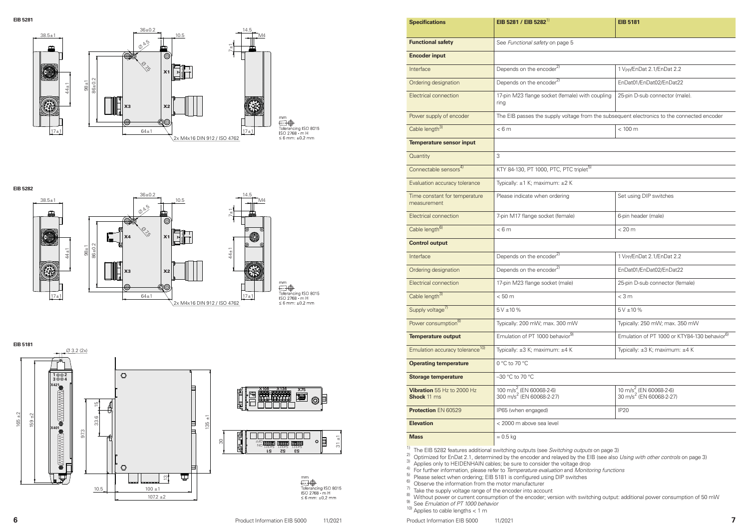**EIB 5281**

**EIB 5282**

**EIB 5181**

| Specifications | EIB 5281 / EIB 5282[1] | EIB 5181 |
|---|---|---|
| **Functional safety** | See *Functional safety* on page 5 | |
| **Encoder input** | | |
| Interface | Depends on the encoder[2] | 1 $V_{PP}$/EnDat 2.1/EnDat 2.2 |
| Ordering designation | Depends on the encoder[2] | EnDat01/EnDat02/EnDat22 |
| Electrical connection | 17-pin M23 flange socket (female) with coupling ring | 25-pin D-sub connector (male). |
| Power supply of encoder | The EIB passes the supply voltage from the subsequent electronics to the connected encoder | |
| Cable length[3] | < 6 m | < 100 m |
| **Temperature sensor input** | | |
| Quantity | 3 | |
| Connectable sensors[4] | KTY 84-130, PT 1000, PTC, PTC triplet[5] | |
| Evaluation accuracy tolerance | Typically: ±1 K; maximum: ±2 K | |
| Time constant for temperature measurement | Please indicate when ordering | Set using DIP switches |
| Electrical connection | 7-pin M17 flange socket (female) | 6-pin header (male) |
| Cable length[6] | < 6 m | < 20 m |
| **Control output** | | |
| Interface | Depends on the encoder[2] | 1 $V_{PP}$/EnDat 2.1/EnDat 2.2 |
| Ordering designation | Depends on the encoder[2] | EnDat01/EnDat02/EnDat22 |
| Electrical connection | 17-pin M23 flange socket (male) | 25-pin D-sub connector (female) |
| Cable length[3] | < 50 m | < 3 m |
| Supply voltage[7] | 5 V ±10 % | 5 V ±10 % |
| Power consumption[8] | Typically: 200 mW; max. 300 mW | Typically: 250 mW; max. 350 mW |
| **Temperature output** | Emulation of PT 1000 behavior[9] | Emulation of PT 1000 or KTY84-130 behavior[6] |
| Emulation accuracy tolerance[10] | Typically: ±3 K; maximum: ±4 K | Typically: ±3 K; maximum: ±4 K |
| **Operating temperature** | 0 °C to 70 °C | |
| **Storage temperature** | –30 °C to 70 °C | |
| **Vibration** 55 Hz to 2000 Hz<br>**Shock** 11 ms | 100 $m/s^2$ (EN 60068-2-6)<br>300 $m/s^2$ (EN 60068-2-27) | 10 $m/s^2$ (EN 60068-2-6)<br>30 $m/s^2$ (EN 60068-2-27) |
| **Protection** EN 60529 | IP65 (when engaged) | IP20 |
| **Elevation** | < 2000 m above sea level | |
| **Mass** | ≈ 0.5 kg | |

[1] The EIB 5282 features additional switching outputs (see *Switching outputs* on page 3)
[2] Optimized for EnDat 2.1, determined by the encoder and relayed by the EIB (see also *Using with other controls* on page 3)
[3] Applies only to HEIDENHAIN cables; be sure to consider the voltage drop
[4] For further information, please refer to *Temperature evaluation* and *Monitoring functions*
[5] Please select when ordering; EIB 5181 is configured using DIP switches
[6] Observe the information from the motor manufacturer
[7] Take the supply voltage range of the encoder into account
[8] Without power or current consumption of the encoder; version with switching output: additional power consumption of 50 mW
[9] See *Emulation of PT 1000 behavior*
[10] Applies to cable lengths < 1 m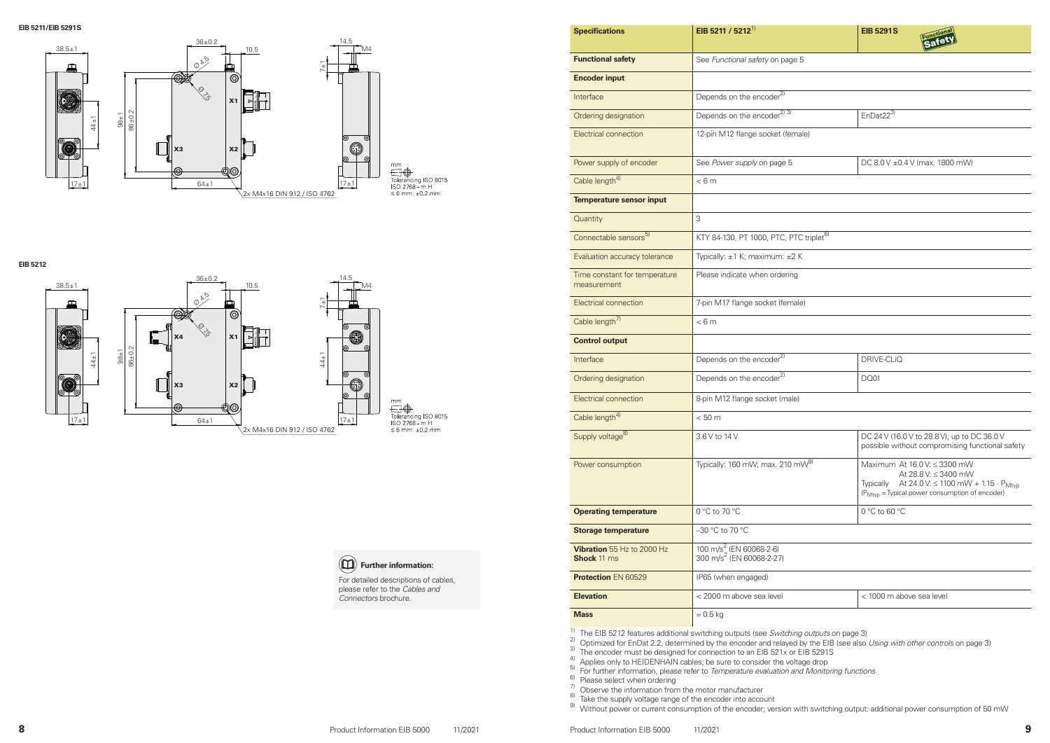**EIB 5211/EIB 5291S**

38.5±1, 36±0.2, 10.5, 14.5, M4, Ø 4.5, Ø 7.5, X1, X2, X3, 44±1, 98±1, 86±0.2, 7±1, 17±1, 64±1, 17±1

2x M4x16 DIN 912 / ISO 4762

mm
Tolerancing ISO 8015
ISO 2768 - m H
≤ 6 mm: ±0.2 mm

**EIB 5212**

38.5±1, 36±0.2, 10.5, 14.5, M4, Ø 4.5, Ø 7.5, X1, X2, X3, X4, 44±1, 98±1, 86±0.2, 7±1, 44±1, 17±1, 64±1, 17±1

2x M4x16 DIN 912 / ISO 4762

mm
Tolerancing ISO 8015
ISO 2768 - m H
≤ 6 mm: ±0.2 mm

**Further information:**

For detailed descriptions of cables, please refer to the *Cables and Connectors* brochure.

| Specifications | EIB 5211 / 5212[1] | EIB 5291S Functional Safety |
|---|---|---|
| **Functional safety** | See *Functional safety* on page 5 | |
| **Encoder input** | | |
| Interface | Depends on the encoder[2] | |
| Ordering designation | Depends on the encoder[2) 3)] | EnDat22[3] |
| Electrical connection | 12-pin M12 flange socket (female) | |
| Power supply of encoder | See *Power supply* on page 5 | DC 8.0 V ±0.4 V (max. 1800 mW) |
| Cable length[4] | < 6 m | |
| **Temperature sensor input** | | |
| Quantity | 3 | |
| Connectable sensors[5] | KTY 84-130, PT 1000, PTC triplet[6] | |
| Evaluation accuracy tolerance | Typically: ±1 K; maximum: ±2 K | |
| Time constant for temperature measurement | Please indicate when ordering | |
| Electrical connection | 7-pin M17 flange socket (female) | |
| Cable length[7] | < 6 m | |
| **Control output** | | |
| Interface | Depends on the encoder[2] | DRIVE-CLiQ |
| Ordering designation | Depends on the encoder[2] | DQ01 |
| Electrical connection | 8-pin M12 flange socket (male) | |
| Cable length[4] | < 50 m | |
| Supply voltage[8] | 3.6 V to 14 V | DC 24 V (16.0 V to 28.8 V); up to DC 36.0 V possible without compromising functional safety |
| Power consumption | Typically: 160 mW; max. 210 mW[9] | Maximum At 16.0 V: ≤ 3300 mW<br>At 28.8 V: ≤ 3400 mW<br>Typically At 24.0 V: ≤ 1100 mW + 1.15 · $P_{Mtyp}$<br>($P_{Mtyp}$ = Typical power consumption of encoder) |
| **Operating temperature** | 0 °C to 70 °C | 0 °C to 60 °C |
| **Storage temperature** | –30 °C to 70 °C | |
| **Vibration** 55 Hz to 2000 Hz<br>**Shock** 11 ms | 100 m/s² (EN 60068-2-6)<br>300 m/s² (EN 60068-2-27) | |
| **Protection** EN 60529 | IP65 (when engaged) | |
| **Elevation** | < 2000 m above sea level | < 1000 m above sea level |
| **Mass** | ≈ 0.5 kg | |

1) The EIB 5212 features additional switching outputs (see *Switching outputs* on page 3)
2) Optimized for EnDat 2.2, determined by the encoder and relayed by the EIB (see also *Using with other controls* on page 3)
3) The encoder must be designed for connection to an EIB 521x or EIB 5291S
4) Applies only to HEIDENHAIN cables; be sure to consider the voltage drop
5) For further information, please refer to *Temperature evaluation and Monitoring functions*
6) Please select when ordering
7) Observe the information from the motor manufacturer
8) Take the supply voltage range of the encoder into account
9) Without power or current consumption of the encoder; version with switching output: additional power consumption of 50 mW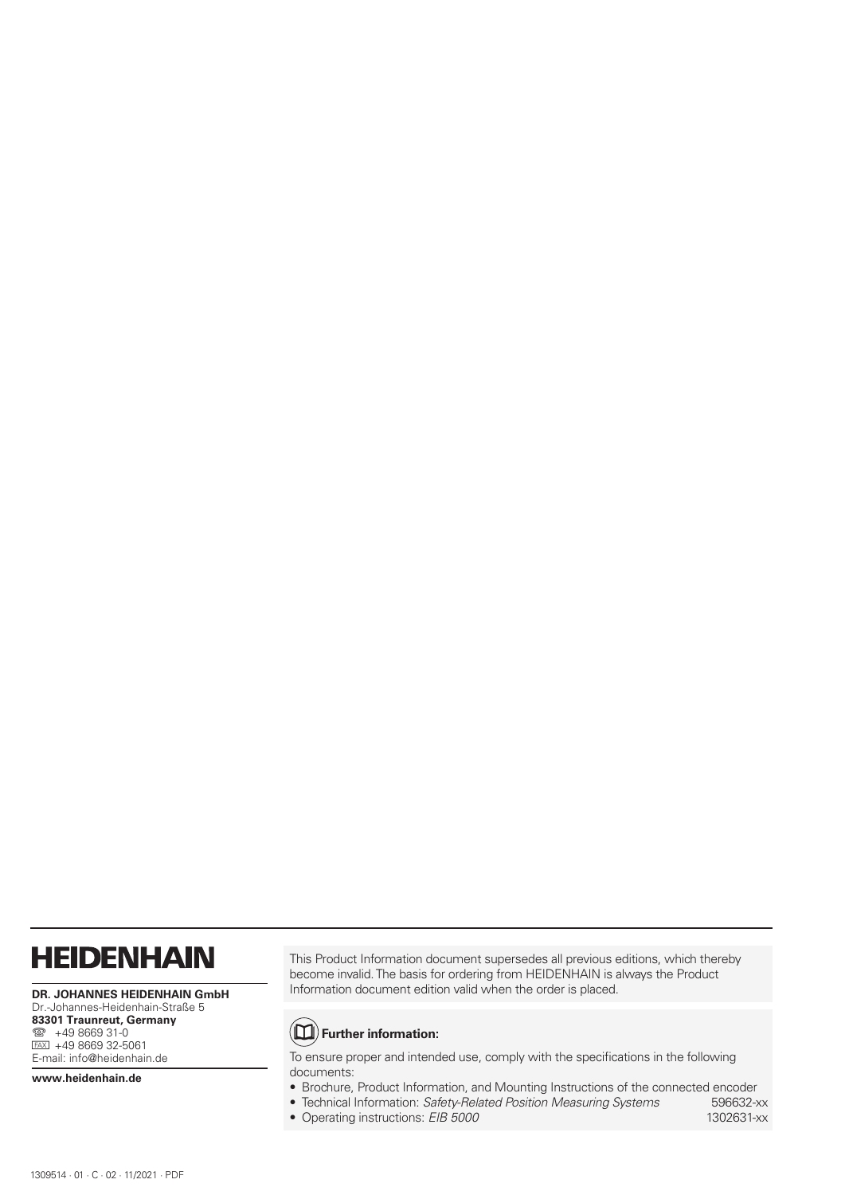# HEIDENHAIN

**DR. JOHANNES HEIDENHAIN GmbH**
Dr.-Johannes-Heidenhain-Straße 5
**83301 Traunreut, Germany**
☎ +49 8669 31-0
FAX +49 8669 32-5061
E-mail: info@heidenhain.de

**www.heidenhain.de**

This Product Information document supersedes all previous editions, which thereby become invalid. The basis for ordering from HEIDENHAIN is always the Product Information document edition valid when the order is placed.

**Further information:**

To ensure proper and intended use, comply with the specifications in the following documents:

- Brochure, Product Information, and Mounting Instructions of the connected encoder
- Technical Information: *Safety-Related Position Measuring Systems* 596632-xx
- Operating instructions: *EIB 5000* 1302631-xx

1309514 · 01 · C · 02 · 11/2021 · PDF